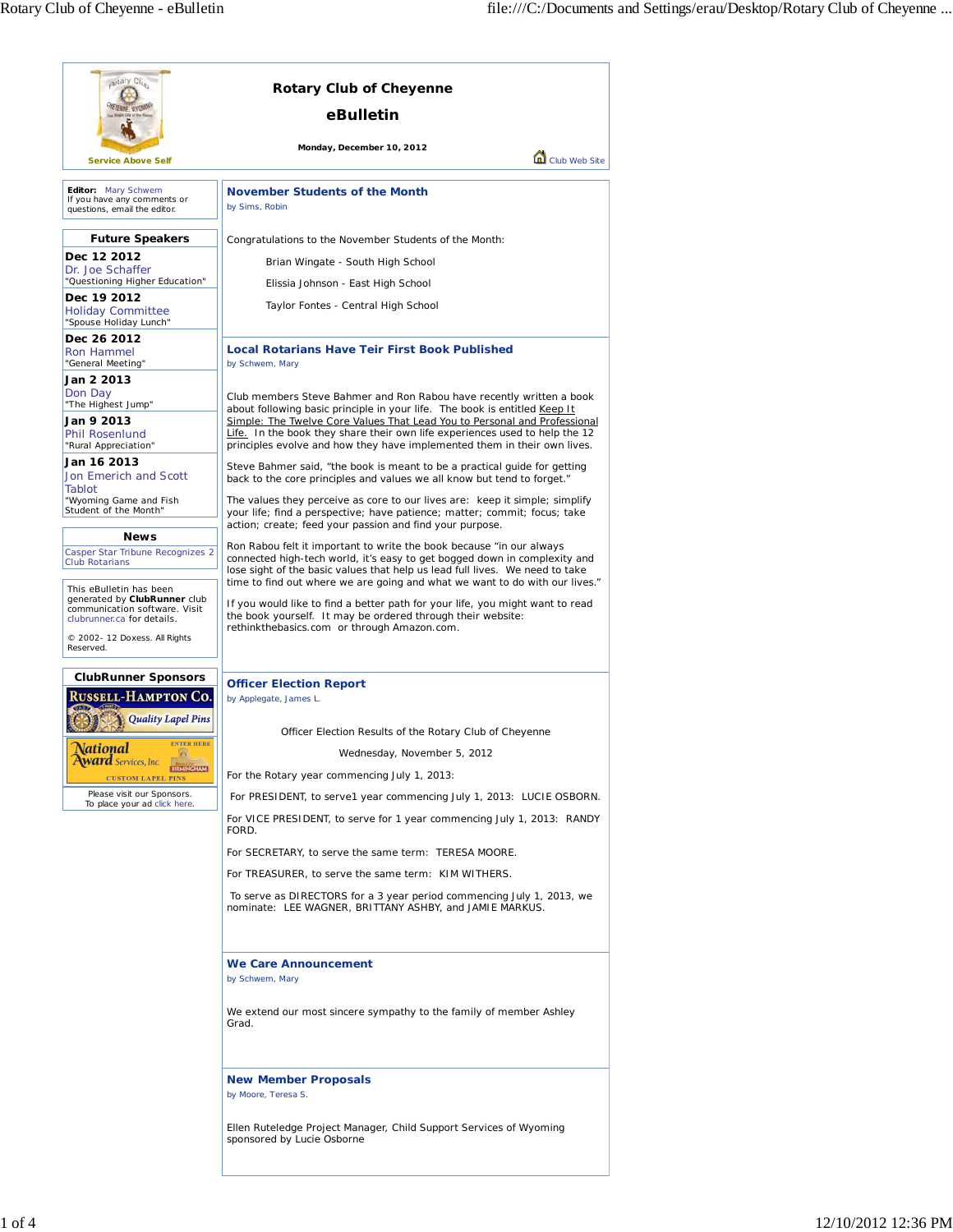# Rotary Club of Cheyenne

## eBulletin

Service Above Self

**Monday, December 10, 2012**

Club Web Site

**Editor:** Mary Schwem
If you have any comments or questions, email the editor.

### Future Speakers

**Dec 12 2012**
Dr. Joe Schaffer
"Questioning Higher Education"

**Dec 19 2012**
Holiday Committee
"Spouse Holiday Lunch"

**Dec 26 2012**
Ron Hammel
"General Meeting"

**Jan 2 2013**
Don Day
"The Highest Jump"

**Jan 9 2013**
Phil Rosenlund
"Rural Appreciation"

**Jan 16 2013**
Jon Emerich and Scott Tablot
"Wyoming Game and Fish Student of the Month"

### News

Casper Star Tribune Recognizes 2 Club Rotarians

This eBulletin has been generated by **ClubRunner** club communication software. Visit clubrunner.ca for details.

© 2002- 12 Doxess. All Rights Reserved.

### ClubRunner Sponsors

Russell-Hampton Co. Quality Lapel Pins

National Award Services, Inc. Custom Lapel Pins

Please visit our Sponsors.
To place your ad click here.

## November Students of the Month

by Sims, Robin

Congratulations to the November Students of the Month:

Brian Wingate - South High School

Elissia Johnson - East High School

Taylor Fontes - Central High School

## Local Rotarians Have Teir First Book Published

by Schwem, Mary

Club members Steve Bahmer and Ron Rabou have recently written a book about following basic principle in your life. The book is entitled Keep It Simple: The Twelve Core Values That Lead You to Personal and Professional Life. In the book they share their own life experiences used to help the 12 principles evolve and how they have implemented them in their own lives.

Steve Bahmer said, "the book is meant to be a practical guide for getting back to the core principles and values we all know but tend to forget."

The values they perceive as core to our lives are: keep it simple; simplify your life; find a perspective; have patience; matter; commit; focus; take action; create; feed your passion and find your purpose.

Ron Rabou felt it important to write the book because "in our always connected high-tech world, it's easy to get bogged down in complexity and lose sight of the basic values that help us lead full lives. We need to take time to find out where we are going and what we want to do with our lives."

If you would like to find a better path for your life, you might want to read the book yourself. It may be ordered through their website: rethinkthebasics.com or through Amazon.com.

## Officer Election Report

by Applegate, James L.

Officer Election Results of the Rotary Club of Cheyenne

Wednesday, November 5, 2012

For the Rotary year commencing July 1, 2013:

For PRESIDENT, to serve1 year commencing July 1, 2013: LUCIE OSBORN.

For VICE PRESIDENT, to serve for 1 year commencing July 1, 2013: RANDY FORD.

For SECRETARY, to serve the same term: TERESA MOORE.

For TREASURER, to serve the same term: KIM WITHERS.

To serve as DIRECTORS for a 3 year period commencing July 1, 2013, we nominate: LEE WAGNER, BRITTANY ASHBY, and JAMIE MARKUS.

## We Care Announcement

by Schwem, Mary

We extend our most sincere sympathy to the family of member Ashley Grad.

## New Member Proposals

by Moore, Teresa S.

Ellen Ruteledge Project Manager, Child Support Services of Wyoming sponsored by Lucie Osborne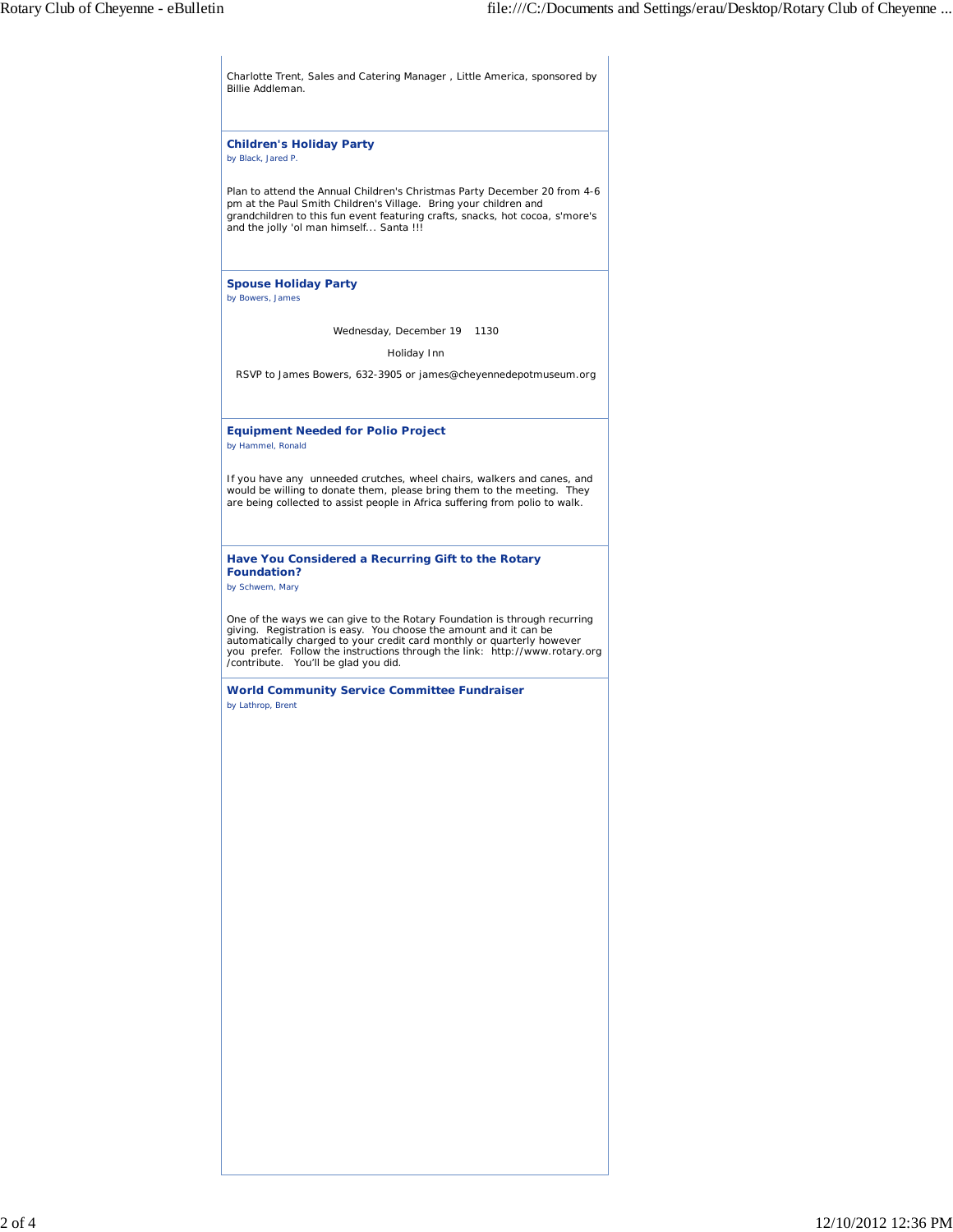Charlotte Trent, Sales and Catering Manager , Little America, sponsored by Billie Addleman.

### Children's Holiday Party

by Black, Jared P.

Plan to attend the Annual Children's Christmas Party December 20 from 4-6 pm at the Paul Smith Children's Village. Bring your children and grandchildren to this fun event featuring crafts, snacks, hot cocoa, s'more's and the jolly 'ol man himself... Santa !!!

### Spouse Holiday Party

by Bowers, James

Wednesday, December 19 1130

Holiday Inn

RSVP to James Bowers, 632-3905 or james@cheyennedepotmuseum.org

### Equipment Needed for Polio Project

by Hammel, Ronald

If you have any unneeded crutches, wheel chairs, walkers and canes, and would be willing to donate them, please bring them to the meeting. They are being collected to assist people in Africa suffering from polio to walk.

### Have You Considered a Recurring Gift to the Rotary Foundation?

by Schwem, Mary

One of the ways we can give to the Rotary Foundation is through recurring giving. Registration is easy. You choose the amount and it can be automatically charged to your credit card monthly or quarterly however you prefer. Follow the instructions through the link: http://www.rotary.org/contribute. You'll be glad you did.

### World Community Service Committee Fundraiser

by Lathrop, Brent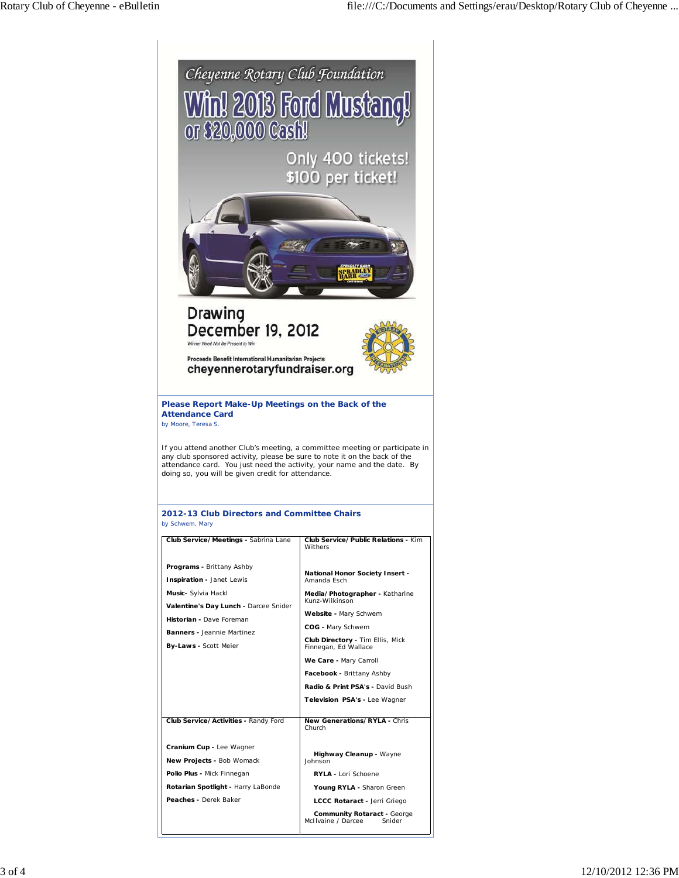Cheyenne Rotary Club Foundation

# Win! 2013 Ford Mustang! or $20,000 Cash!

Only 400 tickets! $100 per ticket!

Drawing December 19, 2012

Winner Need Not Be Present to Win

Proceeds Benefit International Humanitarian Projects

cheyennerotaryfundraiser.org

### Please Report Make-Up Meetings on the Back of the Attendance Card

by Moore, Teresa S.

If you attend another Club's meeting, a committee meeting or participate in any club sponsored activity, please be sure to note it on the back of the attendance card. You just need the activity, your name and the date. By doing so, you will be given credit for attendance.

### 2012-13 Club Directors and Committee Chairs

by Schwem, Mary

| | |
|---|---|
| **Club Service/Meetings -** Sabrina Lane<br><br>**Programs -** Brittany Ashby<br>**Inspiration -** Janet Lewis<br>**Music-** Sylvia Hackl<br>**Valentine's Day Lunch -** Darcee Snider<br>**Historian -** Dave Foreman<br>**Banners -** Jeannie Martinez<br>**By-Laws -** Scott Meier | **Club Service/Public Relations -** Kim Withers<br><br>**National Honor Society Insert -** Amanda Esch<br>**Media/Photographer -** Katharine Kunz-Wilkinson<br>**Website -** Mary Schwem<br>**COG -** Mary Schwem<br>**Club Directory -** Tim Ellis, Mick Finnegan, Ed Wallace<br>**We Care -** Mary Carroll<br>**Facebook -** Brittany Ashby<br>**Radio & Print PSA's -** David Bush<br>**Television PSA's -** Lee Wagner |
| **Club Service/Activities -** Randy Ford<br><br>**Cranium Cup -** Lee Wagner<br>**New Projects -** Bob Womack<br>**Polio Plus -** Mick Finnegan<br>**Rotarian Spotlight -** Harry LaBonde<br>**Peaches -** Derek Baker | **New Generations/RYLA -** Chris Church<br><br>**Highway Cleanup -** Wayne Johnson<br>**RYLA -** Lori Schoene<br>**Young RYLA -** Sharon Green<br>**LCCC Rotaract -** Jerri Griego<br>**Community Rotaract -** George McIlvaine / Darcee Snider |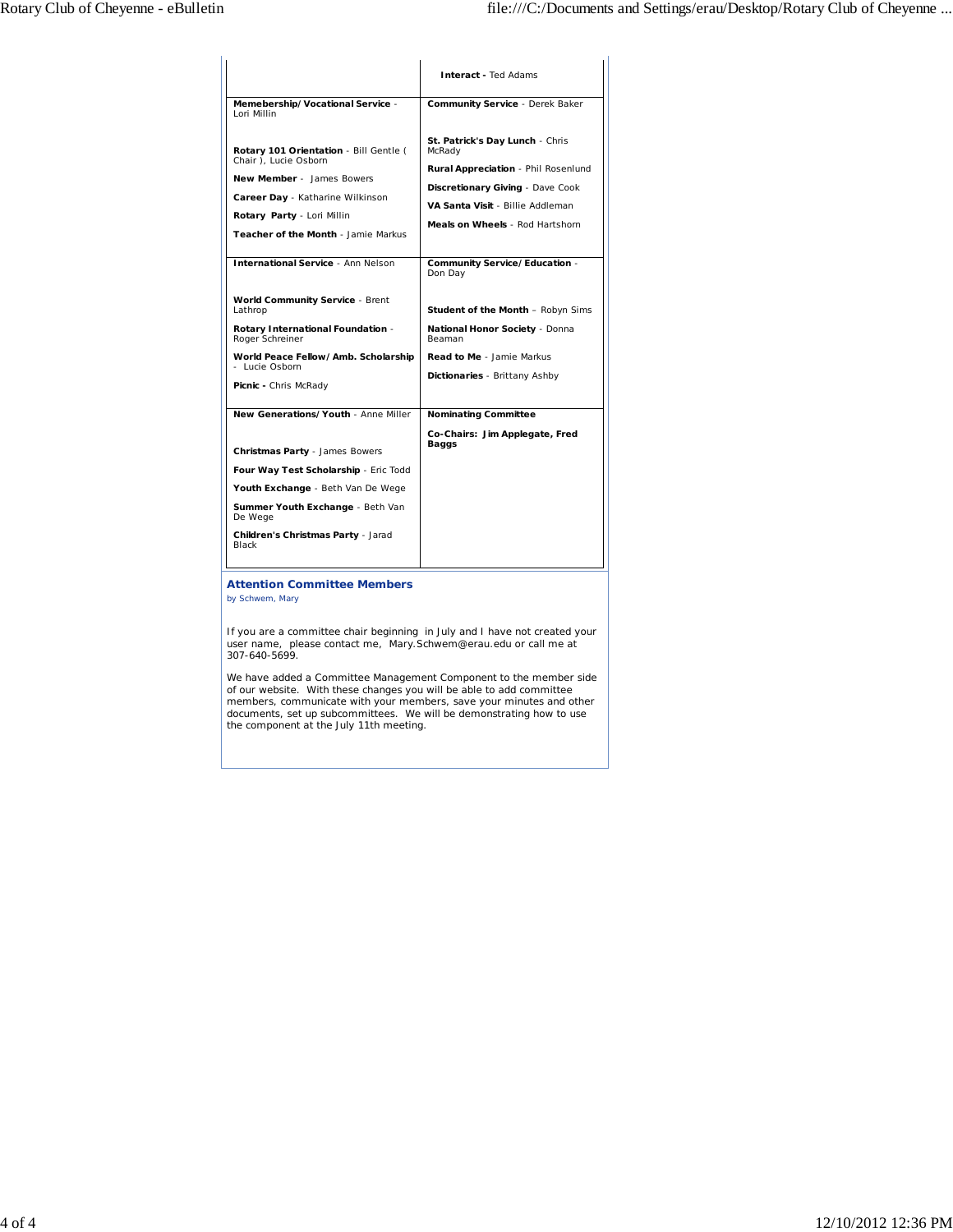| | |
|---|---|
| | **Interact -** Ted Adams |
| **Memebership/Vocational Service** - Lori Millin<br><br>**Rotary 101 Orientation** - Bill Gentle ( Chair ), Lucie Osborn<br><br>**New Member** - James Bowers<br><br>**Career Day** - Katharine Wilkinson<br><br>**Rotary Party** - Lori Millin<br><br>**Teacher of the Month** - Jamie Markus | **Community Service** - Derek Baker<br><br>**St. Patrick's Day Lunch** - Chris McRady<br><br>**Rural Appreciation** - Phil Rosenlund<br><br>**Discretionary Giving** - Dave Cook<br><br>**VA Santa Visit** - Billie Addleman<br><br>**Meals on Wheels** - Rod Hartshorn |
| **International Service** - Ann Nelson<br><br>**World Community Service** - Brent Lathrop<br><br>**Rotary International Foundation** - Roger Schreiner<br><br>**World Peace Fellow/Amb. Scholarship** - Lucie Osborn<br><br>**Picnic -** Chris McRady | **Community Service/Education** - Don Day<br><br>**Student of the Month** – Robyn Sims<br><br>**National Honor Society** - Donna Beaman<br><br>**Read to Me** - Jamie Markus<br><br>**Dictionaries** - Brittany Ashby |
| **New Generations/Youth** - Anne Miller<br><br>**Christmas Party** - James Bowers<br><br>**Four Way Test Scholarship** - Eric Todd<br><br>**Youth Exchange** - Beth Van De Wege<br><br>**Summer Youth Exchange** - Beth Van De Wege<br><br>**Children's Christmas Party** - Jarad Black | **Nominating Committee**<br><br>**Co-Chairs: Jim Applegate, Fred Baggs** |

### Attention Committee Members

by Schwem, Mary

If you are a committee chair beginning in July and I have not created your user name, please contact me, Mary.Schwem@erau.edu or call me at 307-640-5699.

We have added a Committee Management Component to the member side of our website. With these changes you will be able to add committee members, communicate with your members, save your minutes and other documents, set up subcommittees. We will be demonstrating how to use the component at the July 11th meeting.